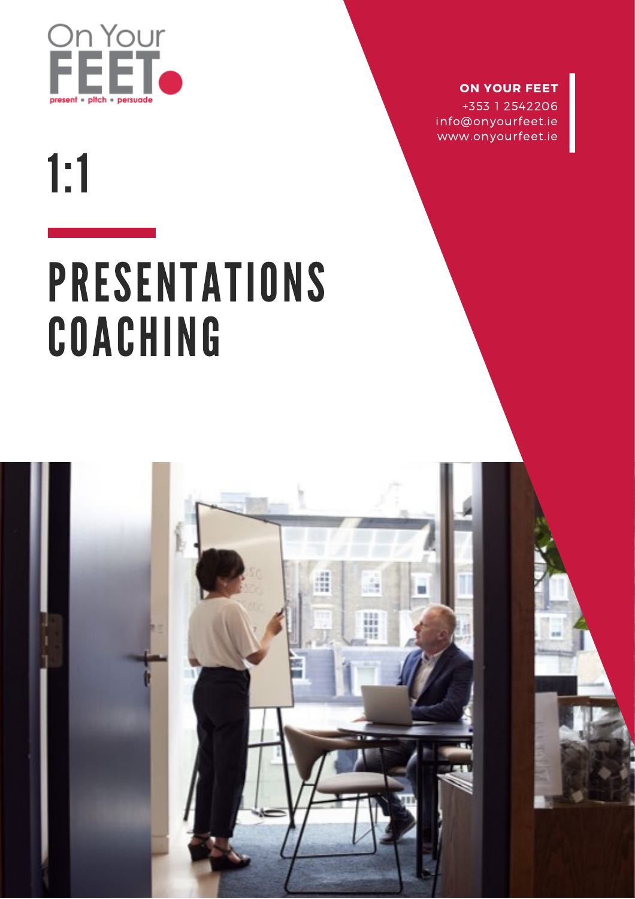On Your FEET

present • pitch • persuade

**ON YOUR FEET**
+353 1 2542206
info@onyourfeet.ie
www.onyourfeet.ie

# 1:1

# PRESENTATIONS COACHING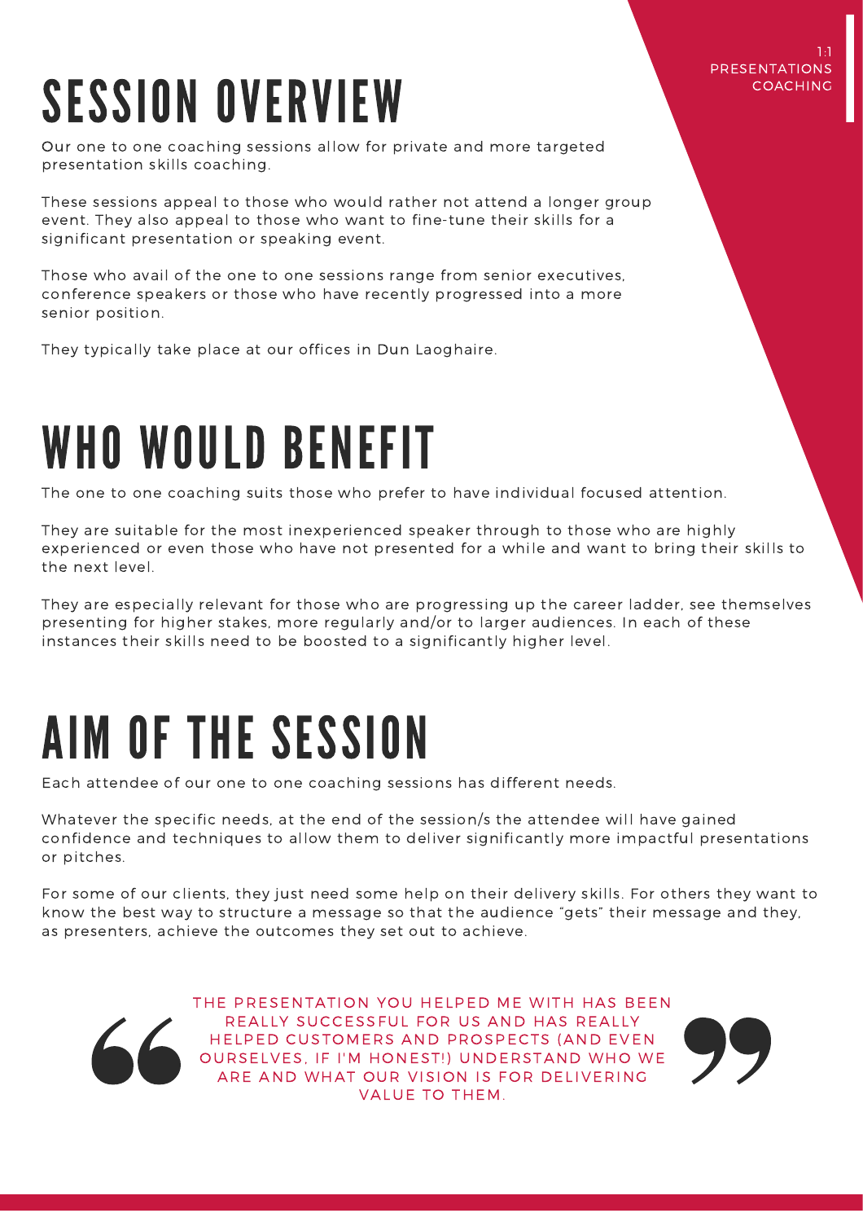1:1 PRESENTATIONS COACHING

# SESSION OVERVIEW

Our one to one coaching sessions allow for private and more targeted presentation skills coaching.

These sessions appeal to those who would rather not attend a longer group event. They also appeal to those who want to fine-tune their skills for a significant presentation or speaking event.

Those who avail of the one to one sessions range from senior executives, conference speakers or those who have recently progressed into a more senior position.

They typically take place at our offices in Dun Laoghaire.

# WHO WOULD BENEFIT

The one to one coaching suits those who prefer to have individual focused attention.

They are suitable for the most inexperienced speaker through to those who are highly experienced or even those who have not presented for a while and want to bring their skills to the next level.

They are especially relevant for those who are progressing up the career ladder, see themselves presenting for higher stakes, more regularly and/or to larger audiences. In each of these instances their skills need to be boosted to a significantly higher level.

# AIM OF THE SESSION

Each attendee of our one to one coaching sessions has different needs.

Whatever the specific needs, at the end of the session/s the attendee will have gained confidence and techniques to allow them to deliver significantly more impactful presentations or pitches.

For some of our clients, they just need some help on their delivery skills. For others they want to know the best way to structure a message so that the audience "gets" their message and they, as presenters, achieve the outcomes they set out to achieve.

> THE PRESENTATION YOU HELPED ME WITH HAS BEEN REALLY SUCCESSFUL FOR US AND HAS REALLY HELPED CUSTOMERS AND PROSPECTS (AND EVEN OURSELVES, IF I'M HONEST!) UNDERSTAND WHO WE ARE AND WHAT OUR VISION IS FOR DELIVERING VALUE TO THEM.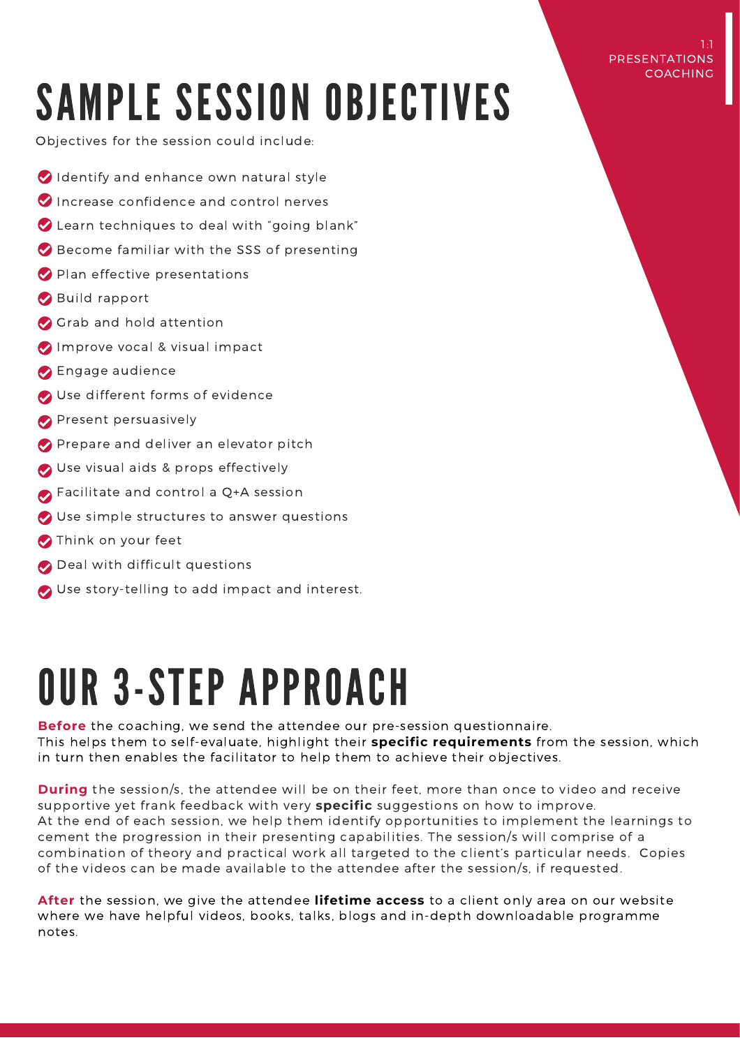# SAMPLE SESSION OBJECTIVES

Objectives for the session could include:

- Identify and enhance own natural style
- Increase confidence and control nerves
- Learn techniques to deal with "going blank"
- Become familiar with the SSS of presenting
- Plan effective presentations
- Build rapport
- Grab and hold attention
- Improve vocal & visual impact
- Engage audience
- Use different forms of evidence
- Present persuasively
- Prepare and deliver an elevator pitch
- Use visual aids & props effectively
- Facilitate and control a Q+A session
- Use simple structures to answer questions
- Think on your feet
- Deal with difficult questions
- Use story-telling to add impact and interest.

# OUR 3-STEP APPROACH

**Before** the coaching, we send the attendee our pre-session questionnaire. This helps them to self-evaluate, highlight their **specific requirements** from the session, which in turn then enables the facilitator to help them to achieve their objectives.

**During** the session/s, the attendee will be on their feet, more than once to video and receive supportive yet frank feedback with very **specific** suggestions on how to improve. At the end of each session, we help them identify opportunities to implement the learnings to cement the progression in their presenting capabilities. The session/s will comprise of a combination of theory and practical work all targeted to the client's particular needs. Copies of the videos can be made available to the attendee after the session/s, if requested.

**After** the session, we give the attendee **lifetime access** to a client only area on our website where we have helpful videos, books, talks, blogs and in-depth downloadable programme notes.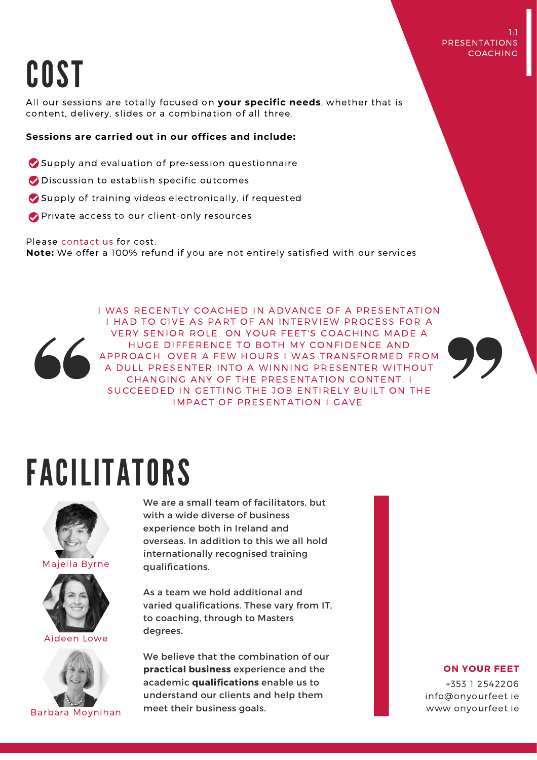1:1
PRESENTATIONS
COACHING

# COST

All our sessions are totally focused on **your specific needs**, whether that is content, delivery, slides or a combination of all three.

**Sessions are carried out in our offices and include:**

- Supply and evaluation of pre-session questionnaire
- Discussion to establish specific outcomes
- Supply of training videos electronically, if requested
- Private access to our client-only resources

Please contact us for cost.
**Note:** We offer a 100% refund if you are not entirely satisfied with our services

> I WAS RECENTLY COACHED IN ADVANCE OF A PRESENTATION I HAD TO GIVE AS PART OF AN INTERVIEW PROCESS FOR A VERY SENIOR ROLE. ON YOUR FEET'S COACHING MADE A HUGE DIFFERENCE TO BOTH MY CONFIDENCE AND APPROACH. OVER A FEW HOURS I WAS TRANSFORMED FROM A DULL PRESENTER INTO A WINNING PRESENTER WITHOUT CHANGING ANY OF THE PRESENTATION CONTENT. I SUCCEEDED IN GETTING THE JOB ENTIRELY BUILT ON THE IMPACT OF PRESENTATION I GAVE.

# FACILITATORS

Majella Byrne

Aideen Lowe

Barbara Moynihan

We are a small team of facilitators, but with a wide diverse of business experience both in Ireland and overseas. In addition to this we all hold internationally recognised training qualifications.

As a team we hold additional and varied qualifications. These vary from IT, to coaching, through to Masters degrees.

We believe that the combination of our **practical business** experience and the academic **qualifications** enable us to understand our clients and help them meet their business goals.

**ON YOUR FEET**
+353 1 2542206
info@onyourfeet.ie
www.onyourfeet.ie